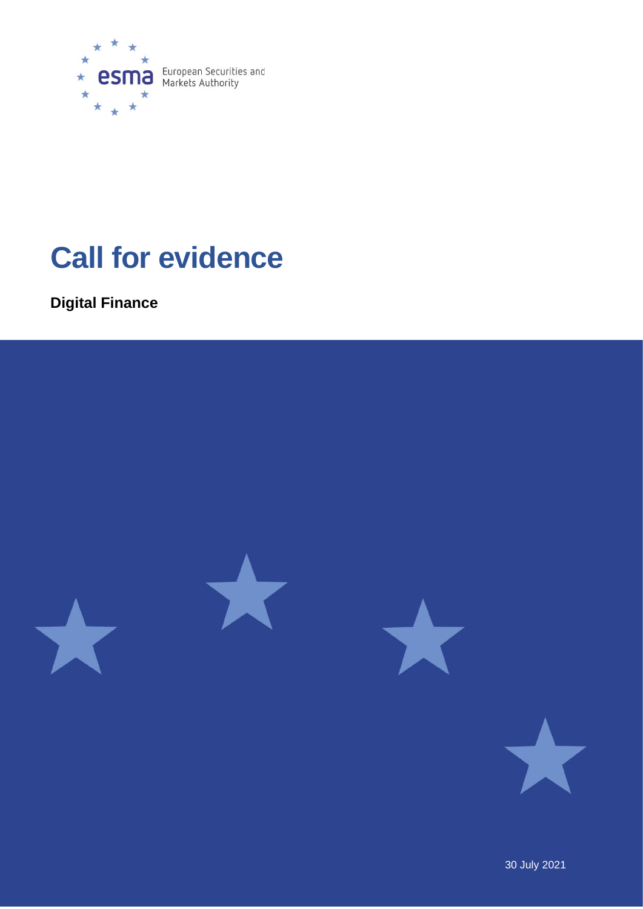European Securities and Markets Authority

# Call for evidence

**Digital Finance**

30 July 2021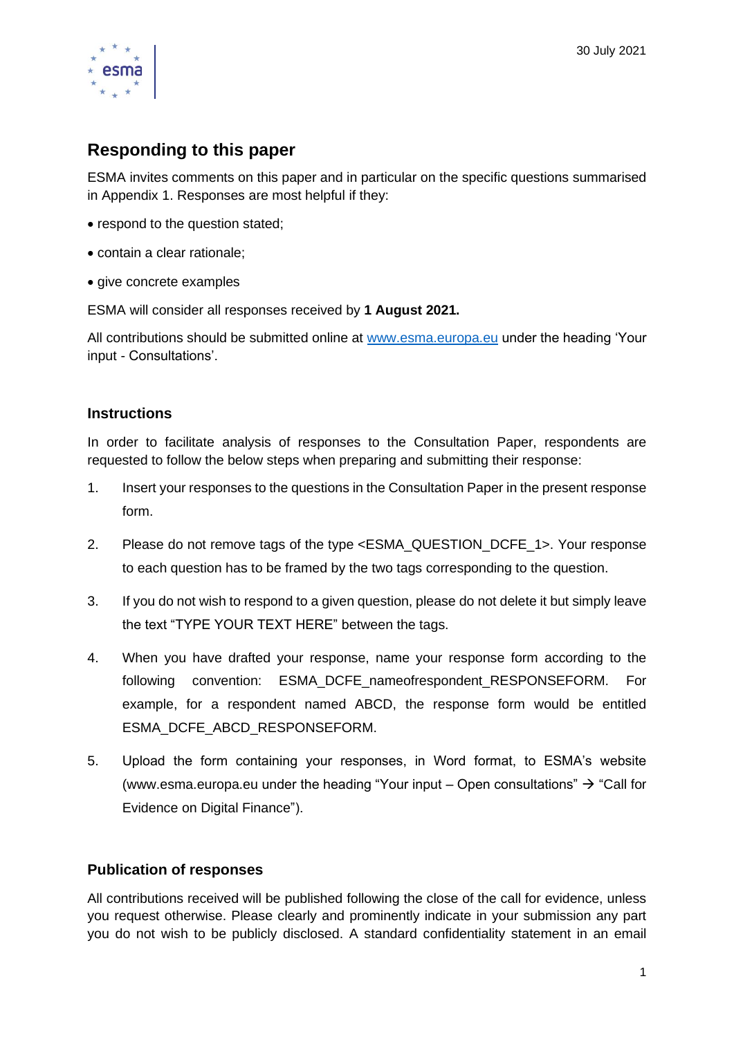## Responding to this paper

ESMA invites comments on this paper and in particular on the specific questions summarised in Appendix 1. Responses are most helpful if they:

- respond to the question stated;
- contain a clear rationale;
- give concrete examples

ESMA will consider all responses received by **1 August 2021.**

All contributions should be submitted online at [www.esma.europa.eu](www.esma.europa.eu) under the heading 'Your input - Consultations'.

### Instructions

In order to facilitate analysis of responses to the Consultation Paper, respondents are requested to follow the below steps when preparing and submitting their response:

1. Insert your responses to the questions in the Consultation Paper in the present response form.
2. Please do not remove tags of the type <ESMA_QUESTION_DCFE_1>. Your response to each question has to be framed by the two tags corresponding to the question.
3. If you do not wish to respond to a given question, please do not delete it but simply leave the text "TYPE YOUR TEXT HERE" between the tags.
4. When you have drafted your response, name your response form according to the following convention: ESMA_DCFE_nameofrespondent_RESPONSEFORM. For example, for a respondent named ABCD, the response form would be entitled ESMA_DCFE_ABCD_RESPONSEFORM.
5. Upload the form containing your responses, in Word format, to ESMA's website (www.esma.europa.eu under the heading "Your input – Open consultations" → "Call for Evidence on Digital Finance").

### Publication of responses

All contributions received will be published following the close of the call for evidence, unless you request otherwise. Please clearly and prominently indicate in your submission any part you do not wish to be publicly disclosed. A standard confidentiality statement in an email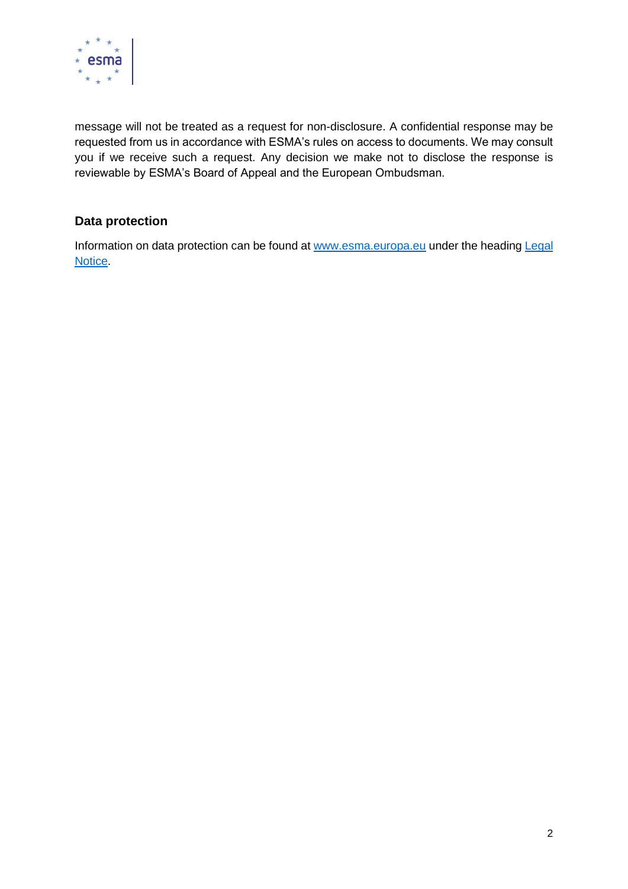message will not be treated as a request for non-disclosure. A confidential response may be requested from us in accordance with ESMA's rules on access to documents. We may consult you if we receive such a request. Any decision we make not to disclose the response is reviewable by ESMA's Board of Appeal and the European Ombudsman.

### Data protection

Information on data protection can be found at [www.esma.europa.eu](www.esma.europa.eu) under the heading [Legal Notice](Legal Notice).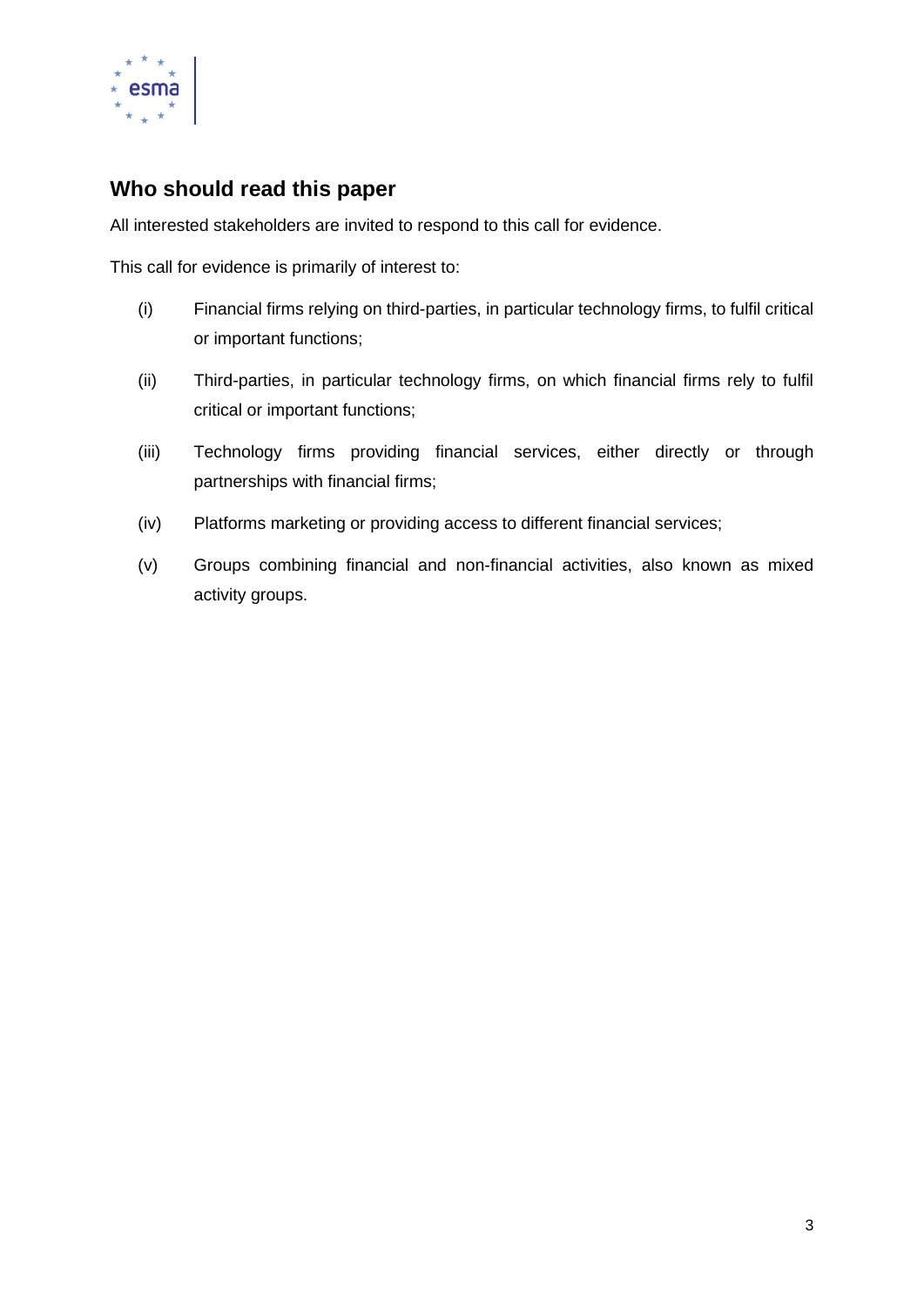## Who should read this paper

All interested stakeholders are invited to respond to this call for evidence.

This call for evidence is primarily of interest to:

(i) Financial firms relying on third-parties, in particular technology firms, to fulfil critical or important functions;

(ii) Third-parties, in particular technology firms, on which financial firms rely to fulfil critical or important functions;

(iii) Technology firms providing financial services, either directly or through partnerships with financial firms;

(iv) Platforms marketing or providing access to different financial services;

(v) Groups combining financial and non-financial activities, also known as mixed activity groups.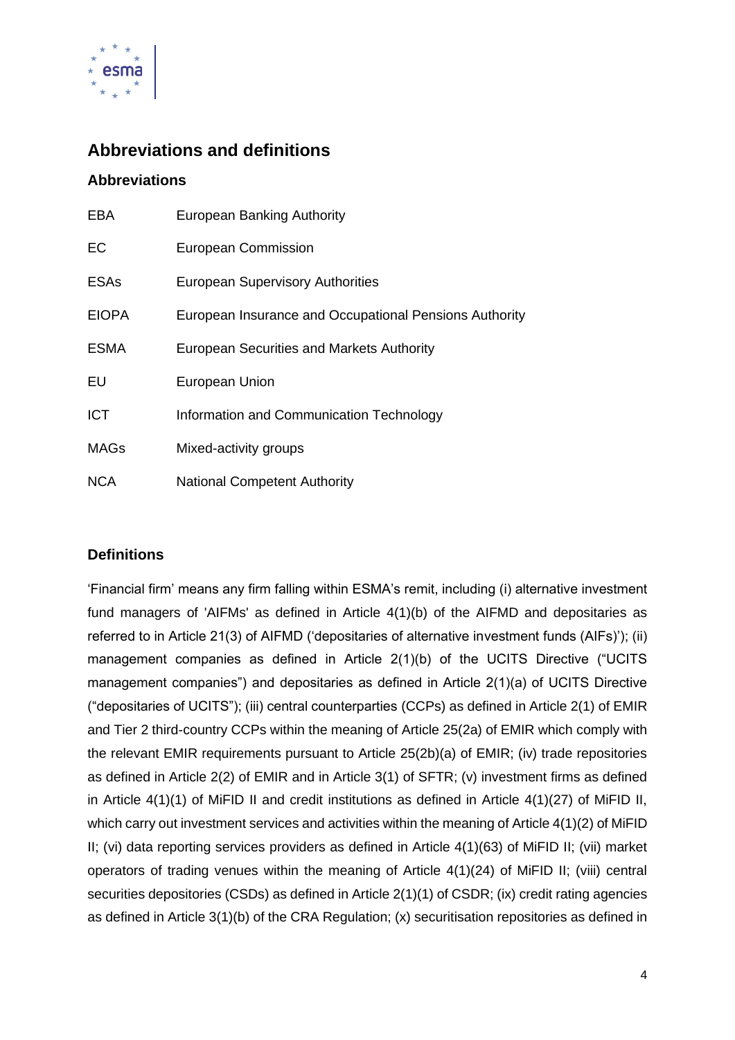# Abbreviations and definitions

## Abbreviations

| | |
|---|---|
| EBA | European Banking Authority |
| EC | European Commission |
| ESAs | European Supervisory Authorities |
| EIOPA | European Insurance and Occupational Pensions Authority |
| ESMA | European Securities and Markets Authority |
| EU | European Union |
| ICT | Information and Communication Technology |
| MAGs | Mixed-activity groups |
| NCA | National Competent Authority |

## Definitions

'Financial firm' means any firm falling within ESMA's remit, including (i) alternative investment fund managers of 'AIFMs' as defined in Article 4(1)(b) of the AIFMD and depositaries as referred to in Article 21(3) of AIFMD ('depositaries of alternative investment funds (AIFs)'); (ii) management companies as defined in Article 2(1)(b) of the UCITS Directive ("UCITS management companies") and depositaries as defined in Article 2(1)(a) of UCITS Directive ("depositaries of UCITS"); (iii) central counterparties (CCPs) as defined in Article 2(1) of EMIR and Tier 2 third-country CCPs within the meaning of Article 25(2a) of EMIR which comply with the relevant EMIR requirements pursuant to Article 25(2b)(a) of EMIR; (iv) trade repositories as defined in Article 2(2) of EMIR and in Article 3(1) of SFTR; (v) investment firms as defined in Article 4(1)(1) of MiFID II and credit institutions as defined in Article 4(1)(27) of MiFID II, which carry out investment services and activities within the meaning of Article 4(1)(2) of MiFID II; (vi) data reporting services providers as defined in Article 4(1)(63) of MiFID II; (vii) market operators of trading venues within the meaning of Article 4(1)(24) of MiFID II; (viii) central securities depositories (CSDs) as defined in Article 2(1)(1) of CSDR; (ix) credit rating agencies as defined in Article 3(1)(b) of the CRA Regulation; (x) securitisation repositories as defined in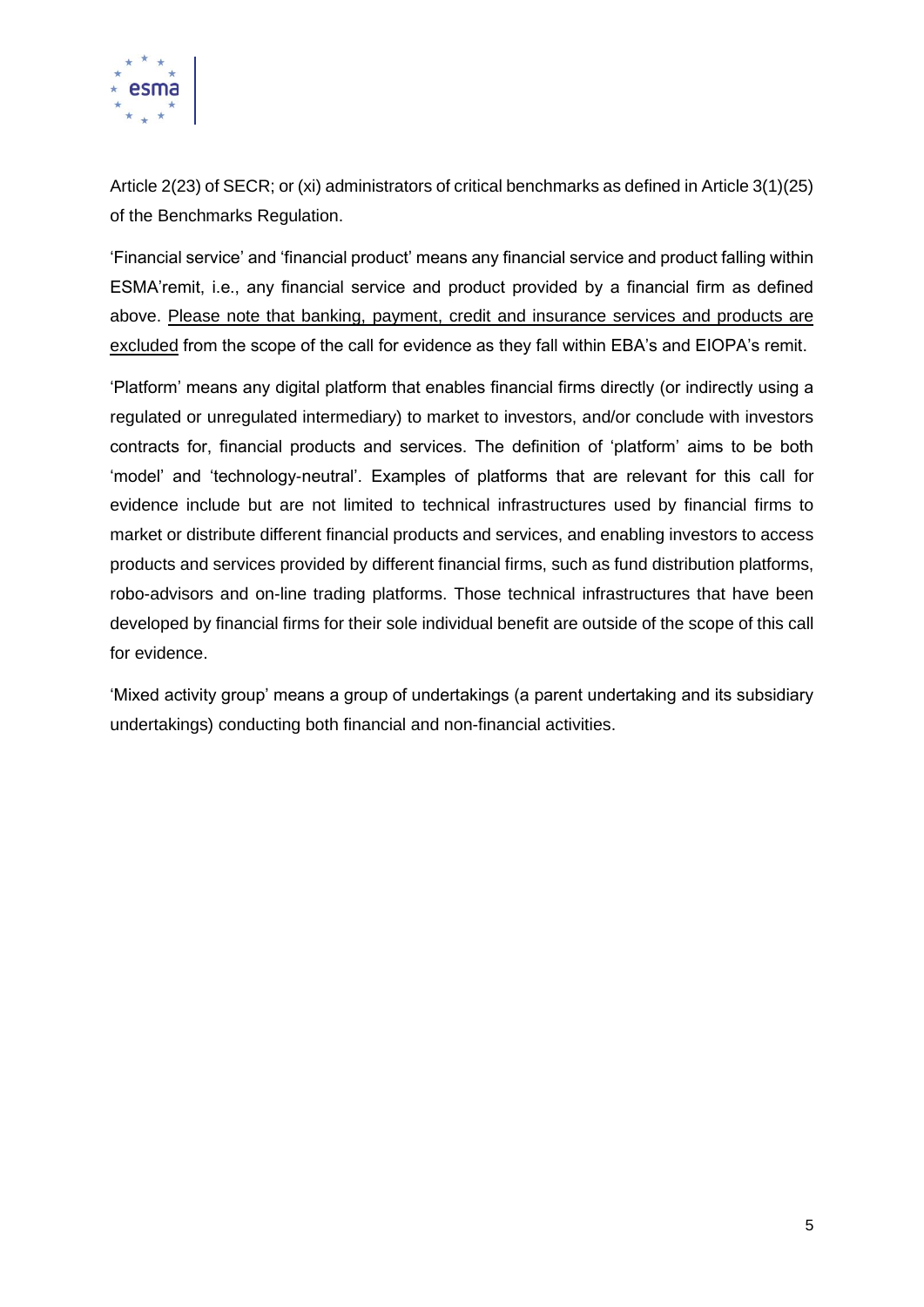Article 2(23) of SECR; or (xi) administrators of critical benchmarks as defined in Article 3(1)(25) of the Benchmarks Regulation.

'Financial service' and 'financial product' means any financial service and product falling within ESMA'remit, i.e., any financial service and product provided by a financial firm as defined above. <u>Please note that banking, payment, credit and insurance services and products are excluded</u> from the scope of the call for evidence as they fall within EBA's and EIOPA's remit.

'Platform' means any digital platform that enables financial firms directly (or indirectly using a regulated or unregulated intermediary) to market to investors, and/or conclude with investors contracts for, financial products and services. The definition of 'platform' aims to be both 'model' and 'technology-neutral'. Examples of platforms that are relevant for this call for evidence include but are not limited to technical infrastructures used by financial firms to market or distribute different financial products and services, and enabling investors to access products and services provided by different financial firms, such as fund distribution platforms, robo-advisors and on-line trading platforms. Those technical infrastructures that have been developed by financial firms for their sole individual benefit are outside of the scope of this call for evidence.

'Mixed activity group' means a group of undertakings (a parent undertaking and its subsidiary undertakings) conducting both financial and non-financial activities.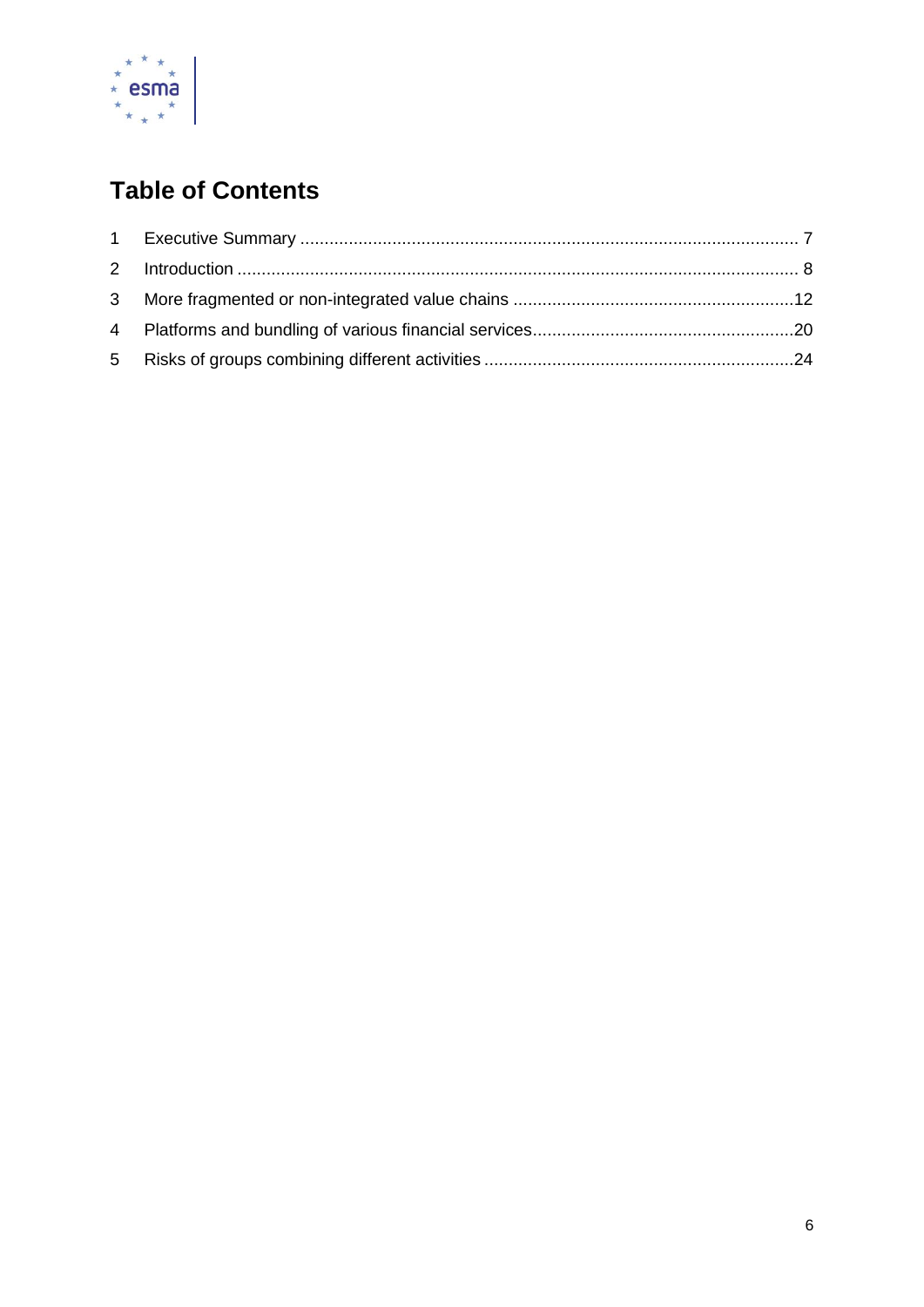# Table of Contents

1 Executive Summary ........................................................................................................ 7

2 Introduction ..................................................................................................................... 8

3 More fragmented or non-integrated value chains ..........................................................12

4 Platforms and bundling of various financial services......................................................20

5 Risks of groups combining different activities ................................................................24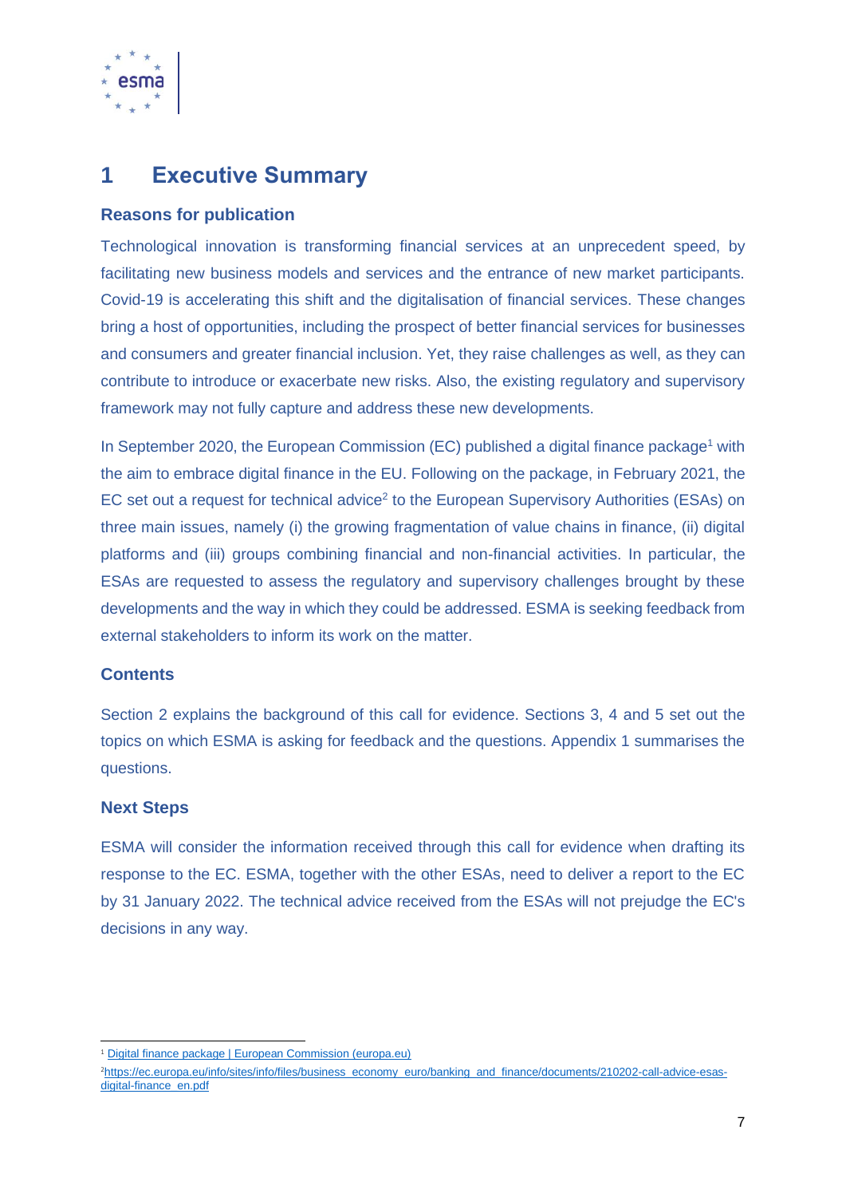# 1 Executive Summary

### Reasons for publication

Technological innovation is transforming financial services at an unprecedent speed, by facilitating new business models and services and the entrance of new market participants. Covid-19 is accelerating this shift and the digitalisation of financial services. These changes bring a host of opportunities, including the prospect of better financial services for businesses and consumers and greater financial inclusion. Yet, they raise challenges as well, as they can contribute to introduce or exacerbate new risks. Also, the existing regulatory and supervisory framework may not fully capture and address these new developments.

In September 2020, the European Commission (EC) published a digital finance package[1] with the aim to embrace digital finance in the EU. Following on the package, in February 2021, the EC set out a request for technical advice[2] to the European Supervisory Authorities (ESAs) on three main issues, namely (i) the growing fragmentation of value chains in finance, (ii) digital platforms and (iii) groups combining financial and non-financial activities. In particular, the ESAs are requested to assess the regulatory and supervisory challenges brought by these developments and the way in which they could be addressed. ESMA is seeking feedback from external stakeholders to inform its work on the matter.

### Contents

Section 2 explains the background of this call for evidence. Sections 3, 4 and 5 set out the topics on which ESMA is asking for feedback and the questions. Appendix 1 summarises the questions.

### Next Steps

ESMA will consider the information received through this call for evidence when drafting its response to the EC. ESMA, together with the other ESAs, need to deliver a report to the EC by 31 January 2022. The technical advice received from the ESAs will not prejudge the EC's decisions in any way.

---

[1] Digital finance package | European Commission (europa.eu)

[2] https://ec.europa.eu/info/sites/info/files/business_economy_euro/banking_and_finance/documents/210202-call-advice-esas-digital-finance_en.pdf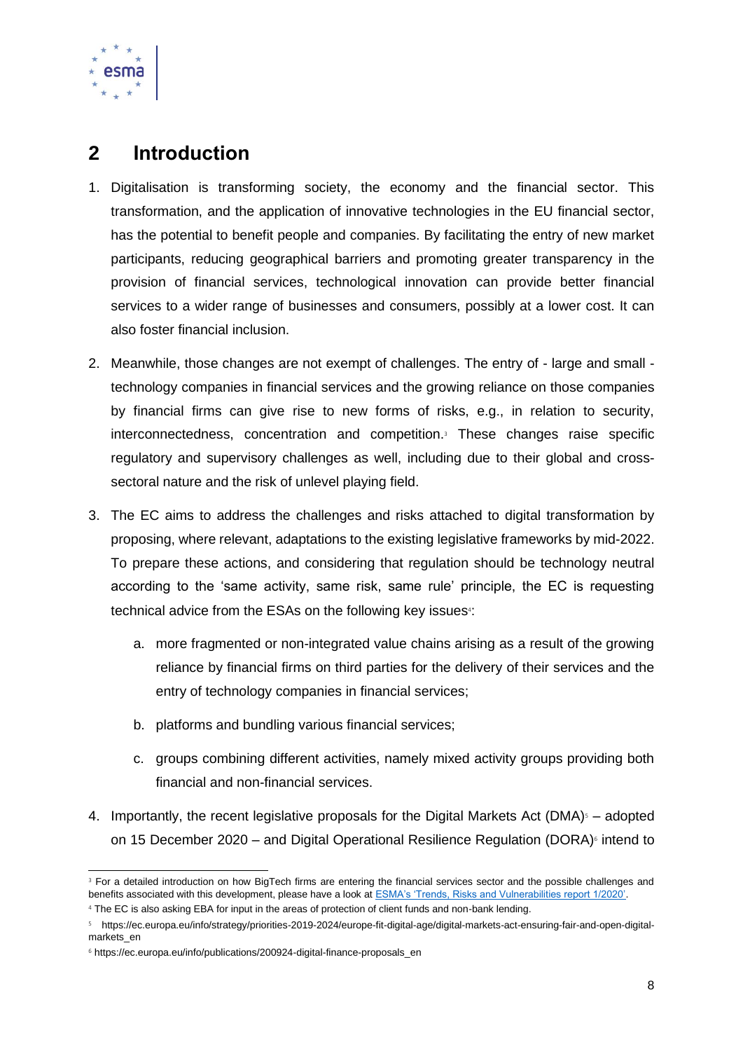## 2 Introduction

1. Digitalisation is transforming society, the economy and the financial sector. This transformation, and the application of innovative technologies in the EU financial sector, has the potential to benefit people and companies. By facilitating the entry of new market participants, reducing geographical barriers and promoting greater transparency in the provision of financial services, technological innovation can provide better financial services to a wider range of businesses and consumers, possibly at a lower cost. It can also foster financial inclusion.

2. Meanwhile, those changes are not exempt of challenges. The entry of - large and small - technology companies in financial services and the growing reliance on those companies by financial firms can give rise to new forms of risks, e.g., in relation to security, interconnectedness, concentration and competition.[3] These changes raise specific regulatory and supervisory challenges as well, including due to their global and cross-sectoral nature and the risk of unlevel playing field.

3. The EC aims to address the challenges and risks attached to digital transformation by proposing, where relevant, adaptations to the existing legislative frameworks by mid-2022. To prepare these actions, and considering that regulation should be technology neutral according to the 'same activity, same risk, same rule' principle, the EC is requesting technical advice from the ESAs on the following key issues[4]:

    a. more fragmented or non-integrated value chains arising as a result of the growing reliance by financial firms on third parties for the delivery of their services and the entry of technology companies in financial services;

    b. platforms and bundling various financial services;

    c. groups combining different activities, namely mixed activity groups providing both financial and non-financial services.

4. Importantly, the recent legislative proposals for the Digital Markets Act (DMA)[5] – adopted on 15 December 2020 – and Digital Operational Resilience Regulation (DORA)[6] intend to

---

[3] For a detailed introduction on how BigTech firms are entering the financial services sector and the possible challenges and benefits associated with this development, please have a look at ESMA's 'Trends, Risks and Vulnerabilities report 1/2020'.

[4] The EC is also asking EBA for input in the areas of protection of client funds and non-bank lending.

[5] https://ec.europa.eu/info/strategy/priorities-2019-2024/europe-fit-digital-age/digital-markets-act-ensuring-fair-and-open-digital-markets_en

[6] https://ec.europa.eu/info/publications/200924-digital-finance-proposals_en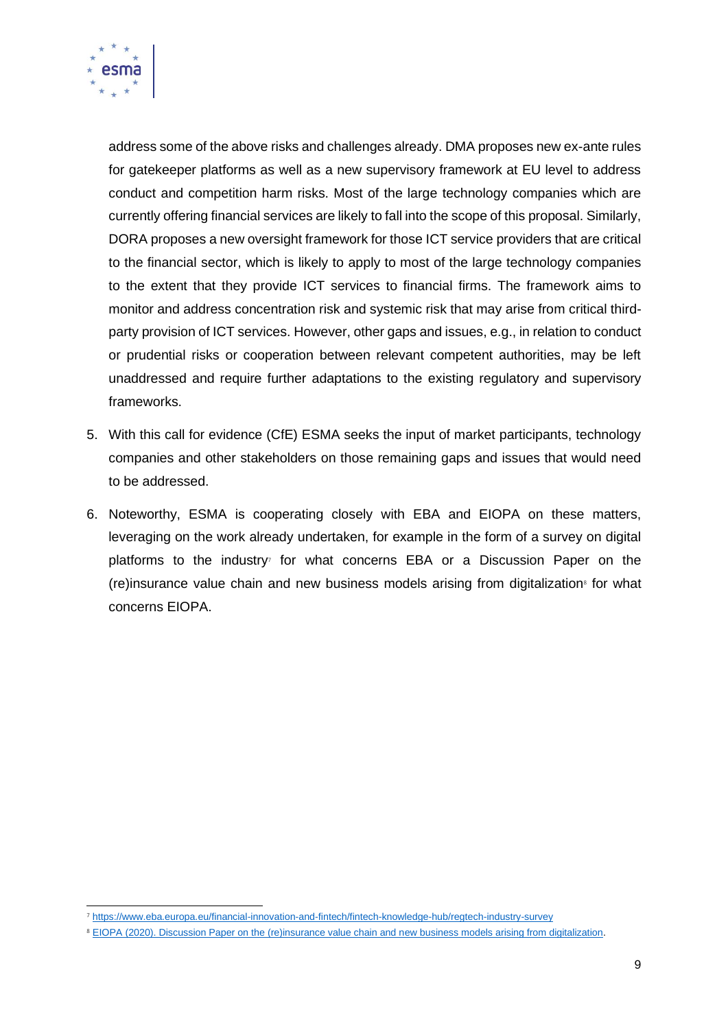address some of the above risks and challenges already. DMA proposes new ex-ante rules for gatekeeper platforms as well as a new supervisory framework at EU level to address conduct and competition harm risks. Most of the large technology companies which are currently offering financial services are likely to fall into the scope of this proposal. Similarly, DORA proposes a new oversight framework for those ICT service providers that are critical to the financial sector, which is likely to apply to most of the large technology companies to the extent that they provide ICT services to financial firms. The framework aims to monitor and address concentration risk and systemic risk that may arise from critical third-party provision of ICT services. However, other gaps and issues, e.g., in relation to conduct or prudential risks or cooperation between relevant competent authorities, may be left unaddressed and require further adaptations to the existing regulatory and supervisory frameworks.

5. With this call for evidence (CfE) ESMA seeks the input of market participants, technology companies and other stakeholders on those remaining gaps and issues that would need to be addressed.

6. Noteworthy, ESMA is cooperating closely with EBA and EIOPA on these matters, leveraging on the work already undertaken, for example in the form of a survey on digital platforms to the industry[7] for what concerns EBA or a Discussion Paper on the (re)insurance value chain and new business models arising from digitalization[8] for what concerns EIOPA.

---

[7] https://www.eba.europa.eu/financial-innovation-and-fintech/fintech-knowledge-hub/regtech-industry-survey

[8] EIOPA (2020). Discussion Paper on the (re)insurance value chain and new business models arising from digitalization.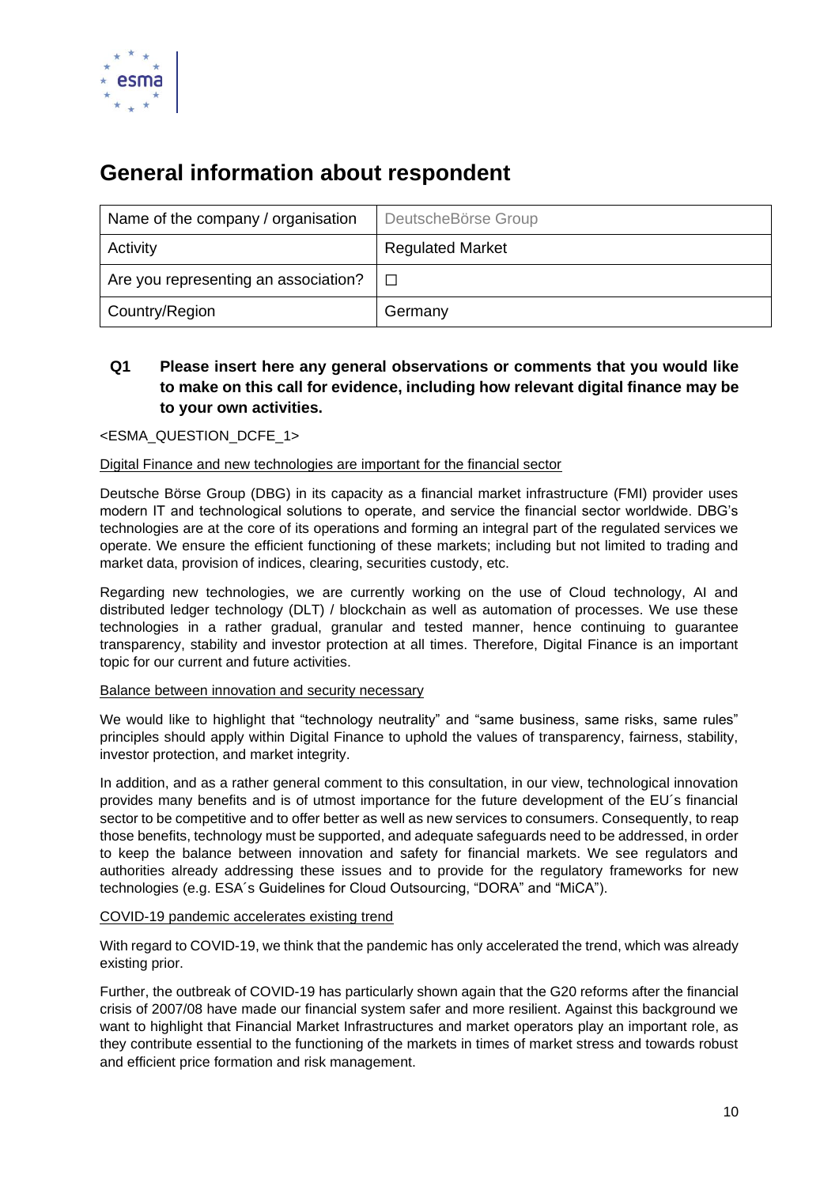# General information about respondent

| Name of the company / organisation | DeutscheBörse Group |
| --- | --- |
| Activity | Regulated Market |
| Are you representing an association? | ☐ |
| Country/Region | Germany |

**Q1 Please insert here any general observations or comments that you would like to make on this call for evidence, including how relevant digital finance may be to your own activities.**

<ESMA_QUESTION_DCFE_1>

Digital Finance and new technologies are important for the financial sector

Deutsche Börse Group (DBG) in its capacity as a financial market infrastructure (FMI) provider uses modern IT and technological solutions to operate, and service the financial sector worldwide. DBG's technologies are at the core of its operations and forming an integral part of the regulated services we operate. We ensure the efficient functioning of these markets; including but not limited to trading and market data, provision of indices, clearing, securities custody, etc.

Regarding new technologies, we are currently working on the use of Cloud technology, AI and distributed ledger technology (DLT) / blockchain as well as automation of processes. We use these technologies in a rather gradual, granular and tested manner, hence continuing to guarantee transparency, stability and investor protection at all times. Therefore, Digital Finance is an important topic for our current and future activities.

Balance between innovation and security necessary

We would like to highlight that "technology neutrality" and "same business, same risks, same rules" principles should apply within Digital Finance to uphold the values of transparency, fairness, stability, investor protection, and market integrity.

In addition, and as a rather general comment to this consultation, in our view, technological innovation provides many benefits and is of utmost importance for the future development of the EU´s financial sector to be competitive and to offer better as well as new services to consumers. Consequently, to reap those benefits, technology must be supported, and adequate safeguards need to be addressed, in order to keep the balance between innovation and safety for financial markets. We see regulators and authorities already addressing these issues and to provide for the regulatory frameworks for new technologies (e.g. ESA´s Guidelines for Cloud Outsourcing, "DORA" and "MiCA").

COVID-19 pandemic accelerates existing trend

With regard to COVID-19, we think that the pandemic has only accelerated the trend, which was already existing prior.

Further, the outbreak of COVID-19 has particularly shown again that the G20 reforms after the financial crisis of 2007/08 have made our financial system safer and more resilient. Against this background we want to highlight that Financial Market Infrastructures and market operators play an important role, as they contribute essential to the functioning of the markets in times of market stress and towards robust and efficient price formation and risk management.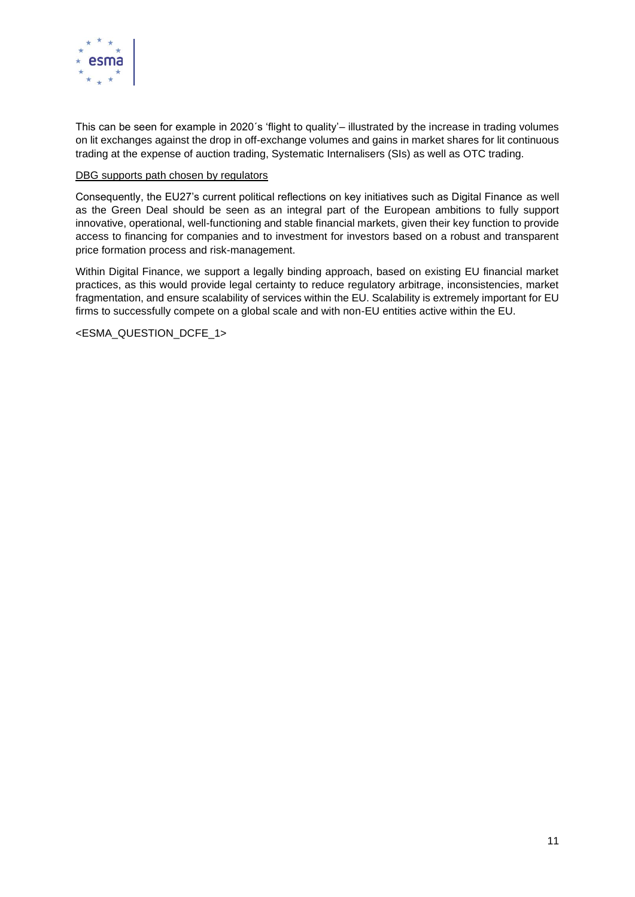This can be seen for example in 2020´s 'flight to quality'– illustrated by the increase in trading volumes on lit exchanges against the drop in off-exchange volumes and gains in market shares for lit continuous trading at the expense of auction trading, Systematic Internalisers (SIs) as well as OTC trading.

<u>DBG supports path chosen by regulators</u>

Consequently, the EU27's current political reflections on key initiatives such as Digital Finance as well as the Green Deal should be seen as an integral part of the European ambitions to fully support innovative, operational, well-functioning and stable financial markets, given their key function to provide access to financing for companies and to investment for investors based on a robust and transparent price formation process and risk-management.

Within Digital Finance, we support a legally binding approach, based on existing EU financial market practices, as this would provide legal certainty to reduce regulatory arbitrage, inconsistencies, market fragmentation, and ensure scalability of services within the EU. Scalability is extremely important for EU firms to successfully compete on a global scale and with non-EU entities active within the EU.

<ESMA_QUESTION_DCFE_1>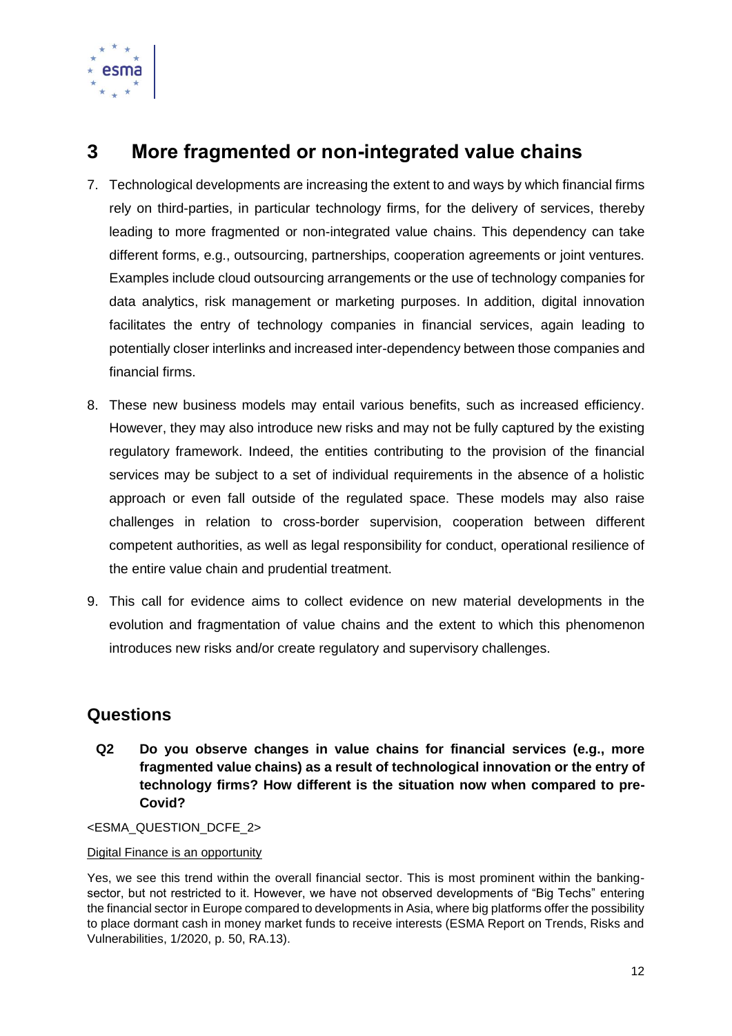# 3 More fragmented or non-integrated value chains

7. Technological developments are increasing the extent to and ways by which financial firms rely on third-parties, in particular technology firms, for the delivery of services, thereby leading to more fragmented or non-integrated value chains. This dependency can take different forms, e.g., outsourcing, partnerships, cooperation agreements or joint ventures. Examples include cloud outsourcing arrangements or the use of technology companies for data analytics, risk management or marketing purposes. In addition, digital innovation facilitates the entry of technology companies in financial services, again leading to potentially closer interlinks and increased inter-dependency between those companies and financial firms.

8. These new business models may entail various benefits, such as increased efficiency. However, they may also introduce new risks and may not be fully captured by the existing regulatory framework. Indeed, the entities contributing to the provision of the financial services may be subject to a set of individual requirements in the absence of a holistic approach or even fall outside of the regulated space. These models may also raise challenges in relation to cross-border supervision, cooperation between different competent authorities, as well as legal responsibility for conduct, operational resilience of the entire value chain and prudential treatment.

9. This call for evidence aims to collect evidence on new material developments in the evolution and fragmentation of value chains and the extent to which this phenomenon introduces new risks and/or create regulatory and supervisory challenges.

## Questions

**Q2 Do you observe changes in value chains for financial services (e.g., more fragmented value chains) as a result of technological innovation or the entry of technology firms? How different is the situation now when compared to pre-Covid?**

<ESMA_QUESTION_DCFE_2>

Digital Finance is an opportunity

Yes, we see this trend within the overall financial sector. This is most prominent within the banking-sector, but not restricted to it. However, we have not observed developments of "Big Techs" entering the financial sector in Europe compared to developments in Asia, where big platforms offer the possibility to place dormant cash in money market funds to receive interests (ESMA Report on Trends, Risks and Vulnerabilities, 1/2020, p. 50, RA.13).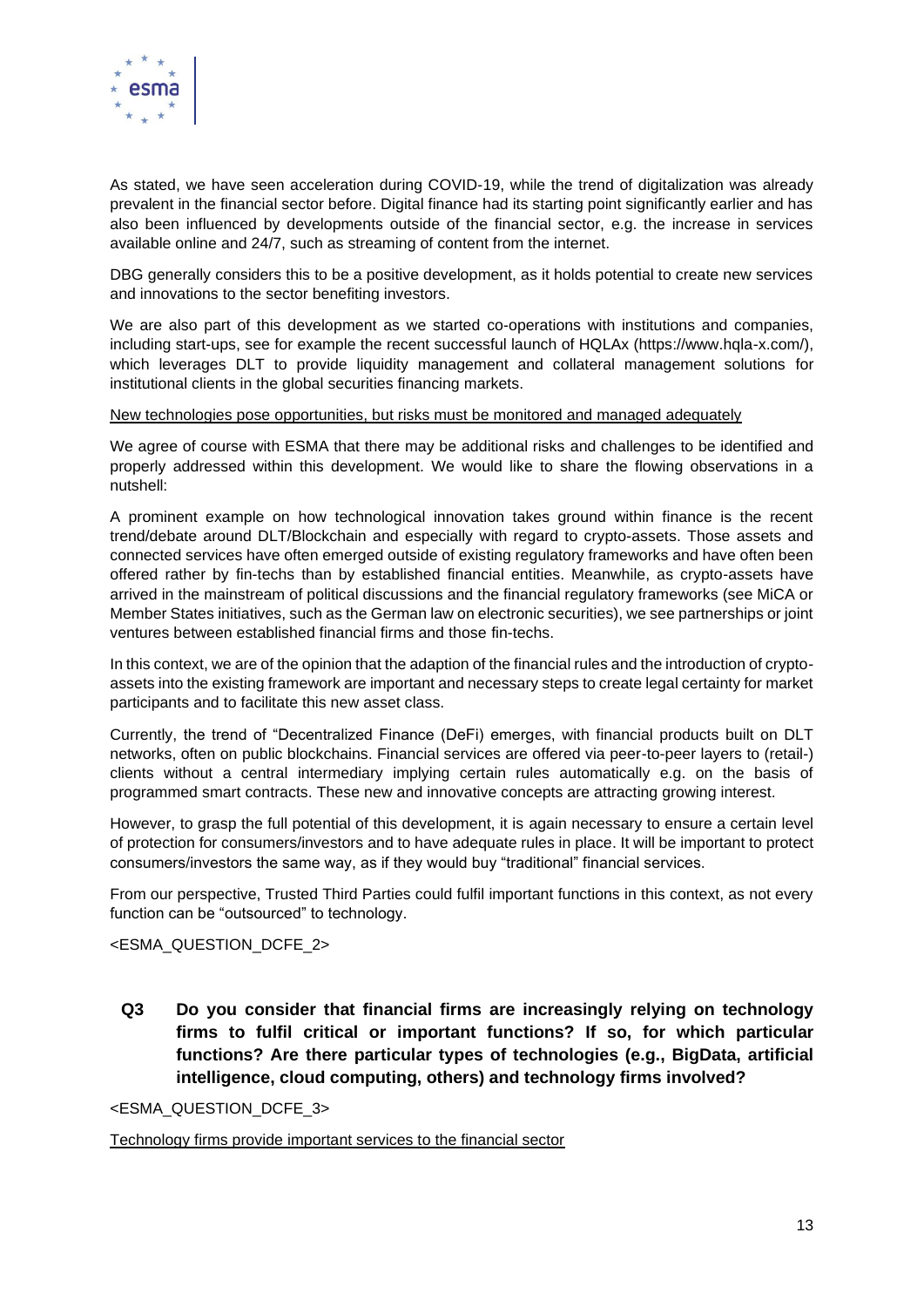As stated, we have seen acceleration during COVID-19, while the trend of digitalization was already prevalent in the financial sector before. Digital finance had its starting point significantly earlier and has also been influenced by developments outside of the financial sector, e.g. the increase in services available online and 24/7, such as streaming of content from the internet.

DBG generally considers this to be a positive development, as it holds potential to create new services and innovations to the sector benefiting investors.

We are also part of this development as we started co-operations with institutions and companies, including start-ups, see for example the recent successful launch of HQLAx (https://www.hqla-x.com/), which leverages DLT to provide liquidity management and collateral management solutions for institutional clients in the global securities financing markets.

<u>New technologies pose opportunities, but risks must be monitored and managed adequately</u>

We agree of course with ESMA that there may be additional risks and challenges to be identified and properly addressed within this development. We would like to share the flowing observations in a nutshell:

A prominent example on how technological innovation takes ground within finance is the recent trend/debate around DLT/Blockchain and especially with regard to crypto-assets. Those assets and connected services have often emerged outside of existing regulatory frameworks and have often been offered rather by fin-techs than by established financial entities. Meanwhile, as crypto-assets have arrived in the mainstream of political discussions and the financial regulatory frameworks (see MiCA or Member States initiatives, such as the German law on electronic securities), we see partnerships or joint ventures between established financial firms and those fin-techs.

In this context, we are of the opinion that the adaption of the financial rules and the introduction of crypto-assets into the existing framework are important and necessary steps to create legal certainty for market participants and to facilitate this new asset class.

Currently, the trend of "Decentralized Finance (DeFi) emerges, with financial products built on DLT networks, often on public blockchains. Financial services are offered via peer-to-peer layers to (retail-) clients without a central intermediary implying certain rules automatically e.g. on the basis of programmed smart contracts. These new and innovative concepts are attracting growing interest.

However, to grasp the full potential of this development, it is again necessary to ensure a certain level of protection for consumers/investors and to have adequate rules in place. It will be important to protect consumers/investors the same way, as if they would buy "traditional" financial services.

From our perspective, Trusted Third Parties could fulfil important functions in this context, as not every function can be "outsourced" to technology.

<ESMA_QUESTION_DCFE_2>

**Q3 Do you consider that financial firms are increasingly relying on technology firms to fulfil critical or important functions? If so, for which particular functions? Are there particular types of technologies (e.g., BigData, artificial intelligence, cloud computing, others) and technology firms involved?**

<ESMA_QUESTION_DCFE_3>

<u>Technology firms provide important services to the financial sector</u>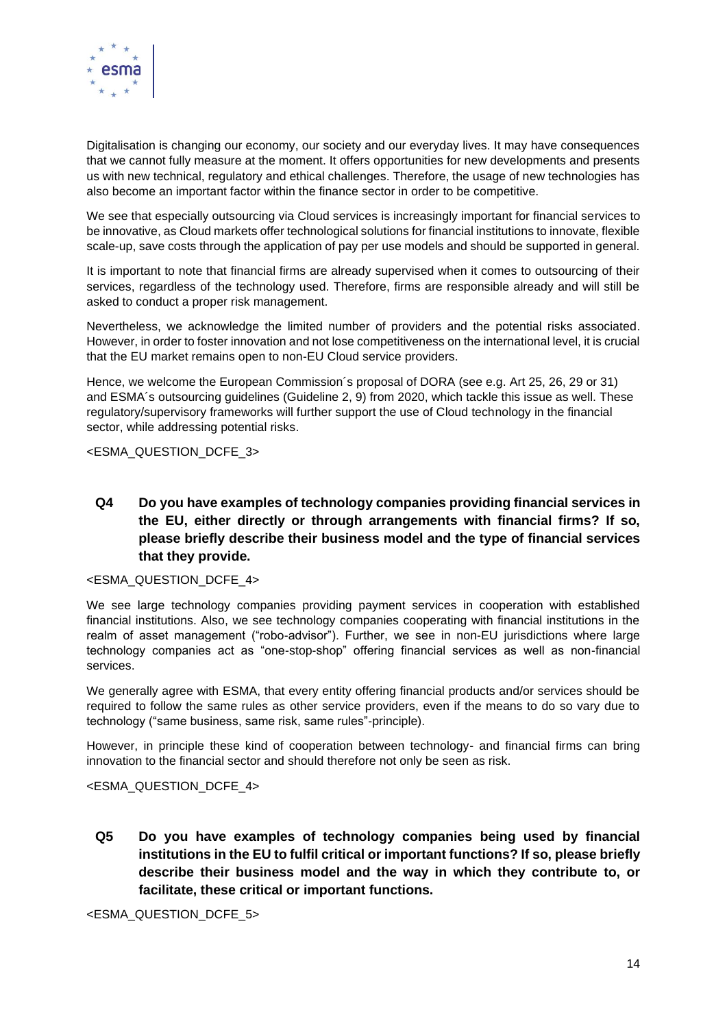Digitalisation is changing our economy, our society and our everyday lives. It may have consequences that we cannot fully measure at the moment. It offers opportunities for new developments and presents us with new technical, regulatory and ethical challenges. Therefore, the usage of new technologies has also become an important factor within the finance sector in order to be competitive.

We see that especially outsourcing via Cloud services is increasingly important for financial services to be innovative, as Cloud markets offer technological solutions for financial institutions to innovate, flexible scale-up, save costs through the application of pay per use models and should be supported in general.

It is important to note that financial firms are already supervised when it comes to outsourcing of their services, regardless of the technology used. Therefore, firms are responsible already and will still be asked to conduct a proper risk management.

Nevertheless, we acknowledge the limited number of providers and the potential risks associated. However, in order to foster innovation and not lose competitiveness on the international level, it is crucial that the EU market remains open to non-EU Cloud service providers.

Hence, we welcome the European Commission´s proposal of DORA (see e.g. Art 25, 26, 29 or 31) and ESMA´s outsourcing guidelines (Guideline 2, 9) from 2020, which tackle this issue as well. These regulatory/supervisory frameworks will further support the use of Cloud technology in the financial sector, while addressing potential risks.

<ESMA_QUESTION_DCFE_3>

**Q4 Do you have examples of technology companies providing financial services in the EU, either directly or through arrangements with financial firms? If so, please briefly describe their business model and the type of financial services that they provide.**

<ESMA_QUESTION_DCFE_4>

We see large technology companies providing payment services in cooperation with established financial institutions. Also, we see technology companies cooperating with financial institutions in the realm of asset management ("robo-advisor"). Further, we see in non-EU jurisdictions where large technology companies act as "one-stop-shop" offering financial services as well as non-financial services.

We generally agree with ESMA, that every entity offering financial products and/or services should be required to follow the same rules as other service providers, even if the means to do so vary due to technology ("same business, same risk, same rules"-principle).

However, in principle these kind of cooperation between technology- and financial firms can bring innovation to the financial sector and should therefore not only be seen as risk.

<ESMA_QUESTION_DCFE_4>

**Q5 Do you have examples of technology companies being used by financial institutions in the EU to fulfil critical or important functions? If so, please briefly describe their business model and the way in which they contribute to, or facilitate, these critical or important functions.**

<ESMA_QUESTION_DCFE_5>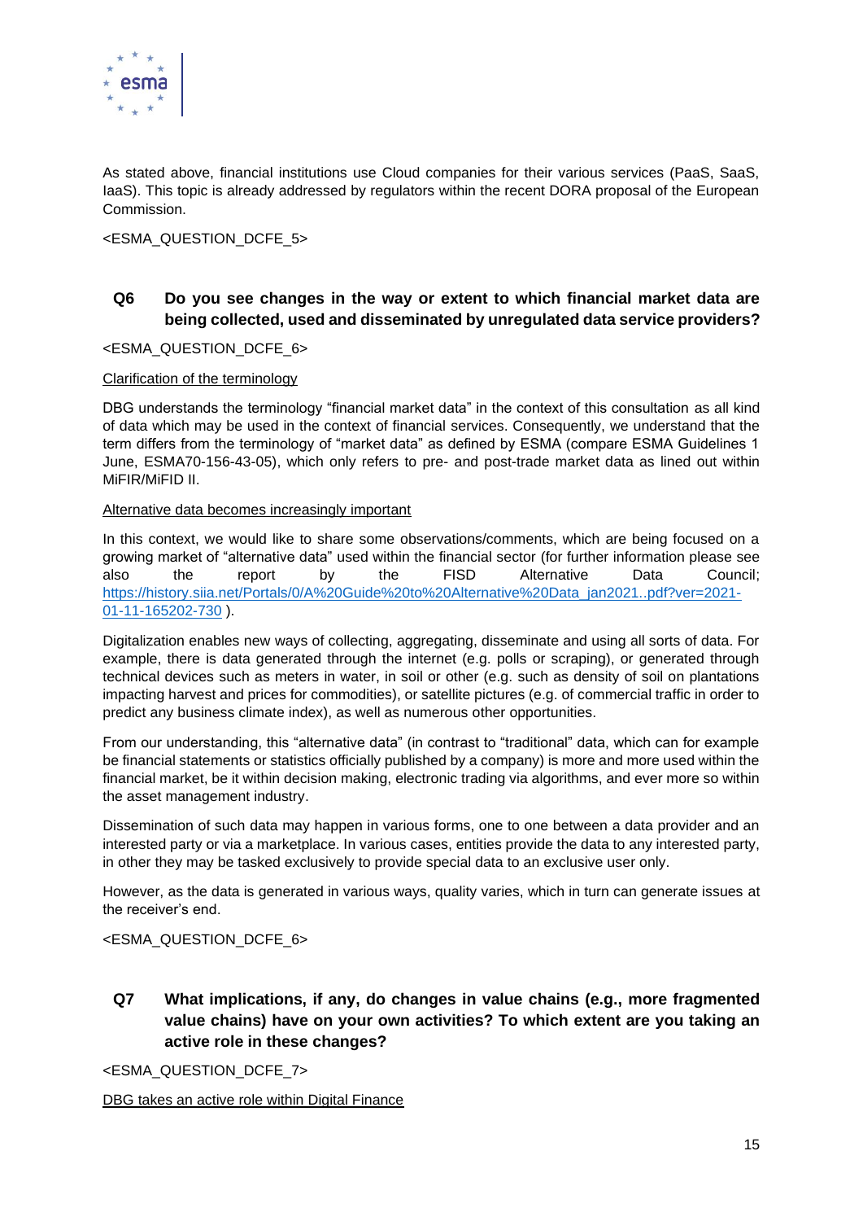As stated above, financial institutions use Cloud companies for their various services (PaaS, SaaS, IaaS). This topic is already addressed by regulators within the recent DORA proposal of the European Commission.

<ESMA_QUESTION_DCFE_5>

## Q6 Do you see changes in the way or extent to which financial market data are being collected, used and disseminated by unregulated data service providers?

<ESMA_QUESTION_DCFE_6>

Clarification of the terminology

DBG understands the terminology "financial market data" in the context of this consultation as all kind of data which may be used in the context of financial services. Consequently, we understand that the term differs from the terminology of "market data" as defined by ESMA (compare ESMA Guidelines 1 June, ESMA70-156-43-05), which only refers to pre- and post-trade market data as lined out within MiFIR/MiFID II.

Alternative data becomes increasingly important

In this context, we would like to share some observations/comments, which are being focused on a growing market of "alternative data" used within the financial sector (for further information please see also the report by the FISD Alternative Data Council; https://history.siia.net/Portals/0/A%20Guide%20to%20Alternative%20Data_jan2021..pdf?ver=2021-01-11-165202-730 ).

Digitalization enables new ways of collecting, aggregating, disseminate and using all sorts of data. For example, there is data generated through the internet (e.g. polls or scraping), or generated through technical devices such as meters in water, in soil or other (e.g. such as density of soil on plantations impacting harvest and prices for commodities), or satellite pictures (e.g. of commercial traffic in order to predict any business climate index), as well as numerous other opportunities.

From our understanding, this "alternative data" (in contrast to "traditional" data, which can for example be financial statements or statistics officially published by a company) is more and more used within the financial market, be it within decision making, electronic trading via algorithms, and ever more so within the asset management industry.

Dissemination of such data may happen in various forms, one to one between a data provider and an interested party or via a marketplace. In various cases, entities provide the data to any interested party, in other they may be tasked exclusively to provide special data to an exclusive user only.

However, as the data is generated in various ways, quality varies, which in turn can generate issues at the receiver's end.

<ESMA_QUESTION_DCFE_6>

## Q7 What implications, if any, do changes in value chains (e.g., more fragmented value chains) have on your own activities? To which extent are you taking an active role in these changes?

<ESMA_QUESTION_DCFE_7>

DBG takes an active role within Digital Finance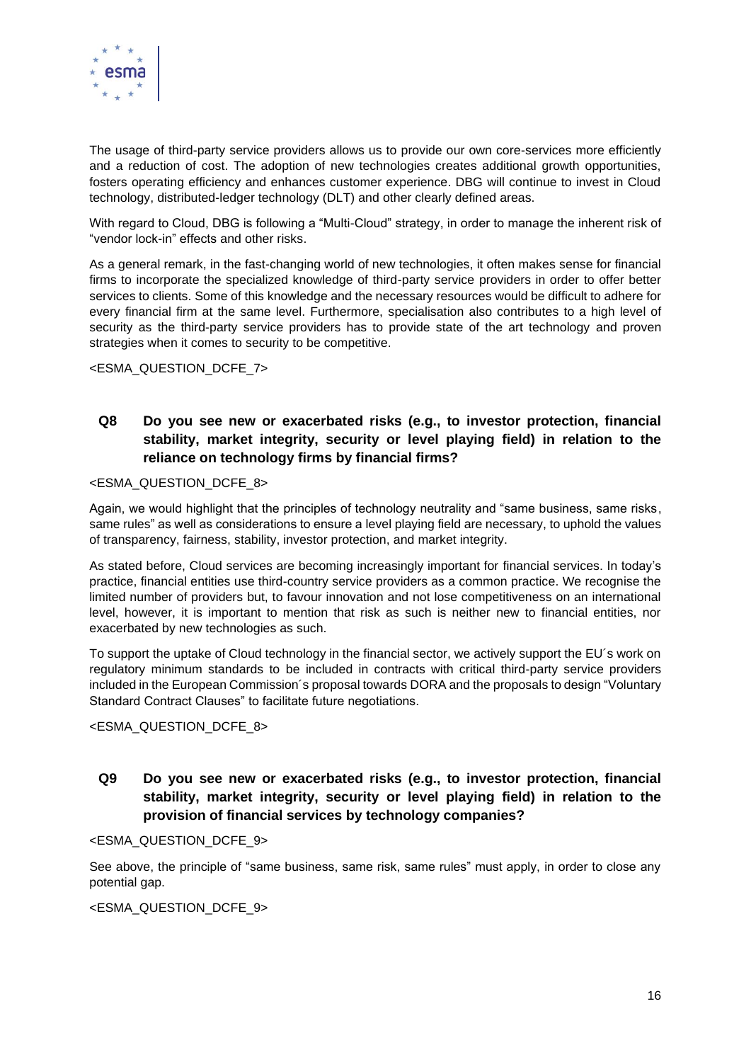The usage of third-party service providers allows us to provide our own core-services more efficiently and a reduction of cost. The adoption of new technologies creates additional growth opportunities, fosters operating efficiency and enhances customer experience. DBG will continue to invest in Cloud technology, distributed-ledger technology (DLT) and other clearly defined areas.

With regard to Cloud, DBG is following a "Multi-Cloud" strategy, in order to manage the inherent risk of "vendor lock-in" effects and other risks.

As a general remark, in the fast-changing world of new technologies, it often makes sense for financial firms to incorporate the specialized knowledge of third-party service providers in order to offer better services to clients. Some of this knowledge and the necessary resources would be difficult to adhere for every financial firm at the same level. Furthermore, specialisation also contributes to a high level of security as the third-party service providers has to provide state of the art technology and proven strategies when it comes to security to be competitive.

<ESMA_QUESTION_DCFE_7>

**Q8 Do you see new or exacerbated risks (e.g., to investor protection, financial stability, market integrity, security or level playing field) in relation to the reliance on technology firms by financial firms?**

<ESMA_QUESTION_DCFE_8>

Again, we would highlight that the principles of technology neutrality and "same business, same risks, same rules" as well as considerations to ensure a level playing field are necessary, to uphold the values of transparency, fairness, stability, investor protection, and market integrity.

As stated before, Cloud services are becoming increasingly important for financial services. In today's practice, financial entities use third-country service providers as a common practice. We recognise the limited number of providers but, to favour innovation and not lose competitiveness on an international level, however, it is important to mention that risk as such is neither new to financial entities, nor exacerbated by new technologies as such.

To support the uptake of Cloud technology in the financial sector, we actively support the EU´s work on regulatory minimum standards to be included in contracts with critical third-party service providers included in the European Commission´s proposal towards DORA and the proposals to design "Voluntary Standard Contract Clauses" to facilitate future negotiations.

<ESMA_QUESTION_DCFE_8>

**Q9 Do you see new or exacerbated risks (e.g., to investor protection, financial stability, market integrity, security or level playing field) in relation to the provision of financial services by technology companies?**

<ESMA_QUESTION_DCFE_9>

See above, the principle of "same business, same risk, same rules" must apply, in order to close any potential gap.

<ESMA_QUESTION_DCFE_9>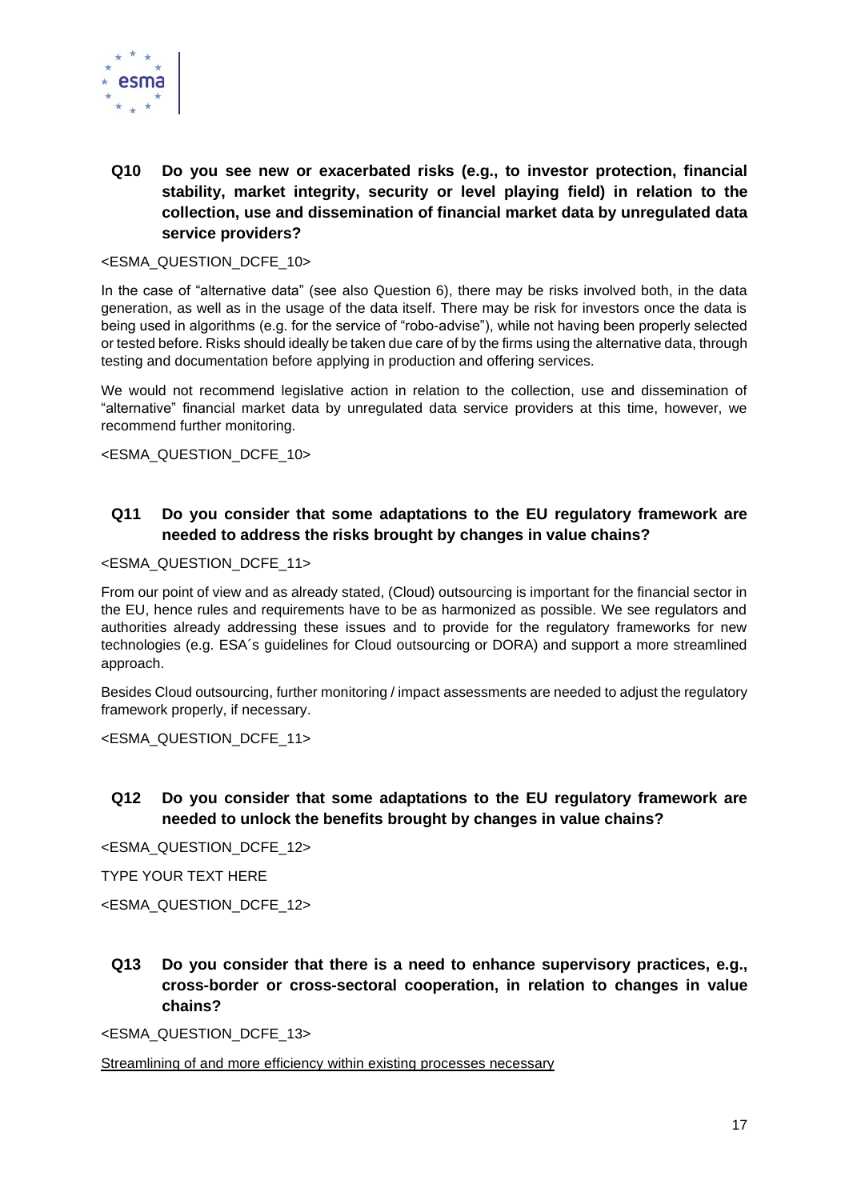**Q10 Do you see new or exacerbated risks (e.g., to investor protection, financial stability, market integrity, security or level playing field) in relation to the collection, use and dissemination of financial market data by unregulated data service providers?**

<ESMA_QUESTION_DCFE_10>

In the case of "alternative data" (see also Question 6), there may be risks involved both, in the data generation, as well as in the usage of the data itself. There may be risk for investors once the data is being used in algorithms (e.g. for the service of "robo-advise"), while not having been properly selected or tested before. Risks should ideally be taken due care of by the firms using the alternative data, through testing and documentation before applying in production and offering services.

We would not recommend legislative action in relation to the collection, use and dissemination of "alternative" financial market data by unregulated data service providers at this time, however, we recommend further monitoring.

<ESMA_QUESTION_DCFE_10>

**Q11 Do you consider that some adaptations to the EU regulatory framework are needed to address the risks brought by changes in value chains?**

<ESMA_QUESTION_DCFE_11>

From our point of view and as already stated, (Cloud) outsourcing is important for the financial sector in the EU, hence rules and requirements have to be as harmonized as possible. We see regulators and authorities already addressing these issues and to provide for the regulatory frameworks for new technologies (e.g. ESA´s guidelines for Cloud outsourcing or DORA) and support a more streamlined approach.

Besides Cloud outsourcing, further monitoring / impact assessments are needed to adjust the regulatory framework properly, if necessary.

<ESMA_QUESTION_DCFE_11>

**Q12 Do you consider that some adaptations to the EU regulatory framework are needed to unlock the benefits brought by changes in value chains?**

<ESMA_QUESTION_DCFE_12>

TYPE YOUR TEXT HERE

<ESMA_QUESTION_DCFE_12>

**Q13 Do you consider that there is a need to enhance supervisory practices, e.g., cross-border or cross-sectoral cooperation, in relation to changes in value chains?**

<ESMA_QUESTION_DCFE_13>

<u>Streamlining of and more efficiency within existing processes necessary</u>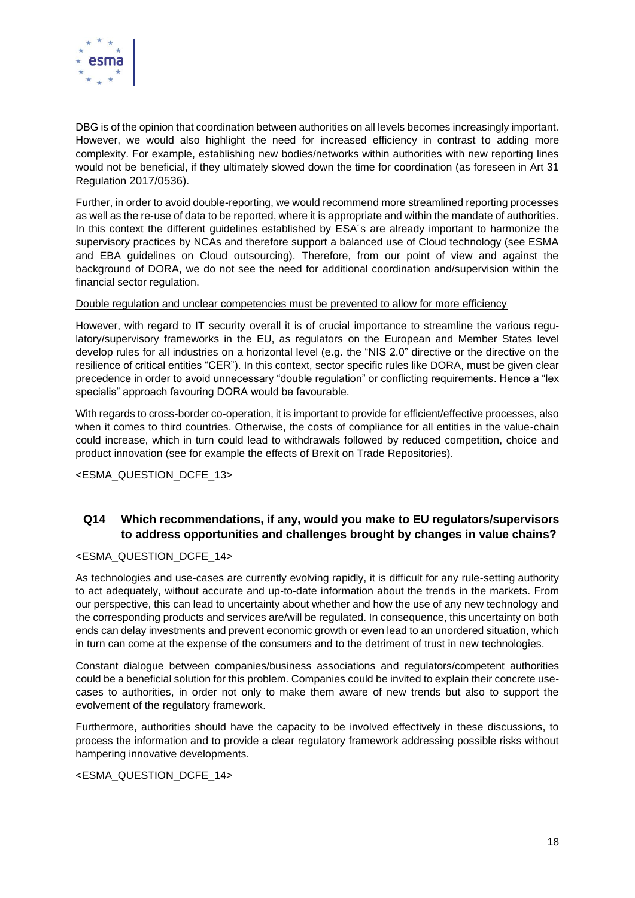DBG is of the opinion that coordination between authorities on all levels becomes increasingly important. However, we would also highlight the need for increased efficiency in contrast to adding more complexity. For example, establishing new bodies/networks within authorities with new reporting lines would not be beneficial, if they ultimately slowed down the time for coordination (as foreseen in Art 31 Regulation 2017/0536).

Further, in order to avoid double-reporting, we would recommend more streamlined reporting processes as well as the re-use of data to be reported, where it is appropriate and within the mandate of authorities. In this context the different guidelines established by ESA´s are already important to harmonize the supervisory practices by NCAs and therefore support a balanced use of Cloud technology (see ESMA and EBA guidelines on Cloud outsourcing). Therefore, from our point of view and against the background of DORA, we do not see the need for additional coordination and/supervision within the financial sector regulation.

<u>Double regulation and unclear competencies must be prevented to allow for more efficiency</u>

However, with regard to IT security overall it is of crucial importance to streamline the various regulatory/supervisory frameworks in the EU, as regulators on the European and Member States level develop rules for all industries on a horizontal level (e.g. the "NIS 2.0" directive or the directive on the resilience of critical entities "CER"). In this context, sector specific rules like DORA, must be given clear precedence in order to avoid unnecessary "double regulation" or conflicting requirements. Hence a "lex specialis" approach favouring DORA would be favourable.

With regards to cross-border co-operation, it is important to provide for efficient/effective processes, also when it comes to third countries. Otherwise, the costs of compliance for all entities in the value-chain could increase, which in turn could lead to withdrawals followed by reduced competition, choice and product innovation (see for example the effects of Brexit on Trade Repositories).

<ESMA_QUESTION_DCFE_13>

### Q14 Which recommendations, if any, would you make to EU regulators/supervisors to address opportunities and challenges brought by changes in value chains?

<ESMA_QUESTION_DCFE_14>

As technologies and use-cases are currently evolving rapidly, it is difficult for any rule-setting authority to act adequately, without accurate and up-to-date information about the trends in the markets. From our perspective, this can lead to uncertainty about whether and how the use of any new technology and the corresponding products and services are/will be regulated. In consequence, this uncertainty on both ends can delay investments and prevent economic growth or even lead to an unordered situation, which in turn can come at the expense of the consumers and to the detriment of trust in new technologies.

Constant dialogue between companies/business associations and regulators/competent authorities could be a beneficial solution for this problem. Companies could be invited to explain their concrete use-cases to authorities, in order not only to make them aware of new trends but also to support the evolvement of the regulatory framework.

Furthermore, authorities should have the capacity to be involved effectively in these discussions, to process the information and to provide a clear regulatory framework addressing possible risks without hampering innovative developments.

<ESMA_QUESTION_DCFE_14>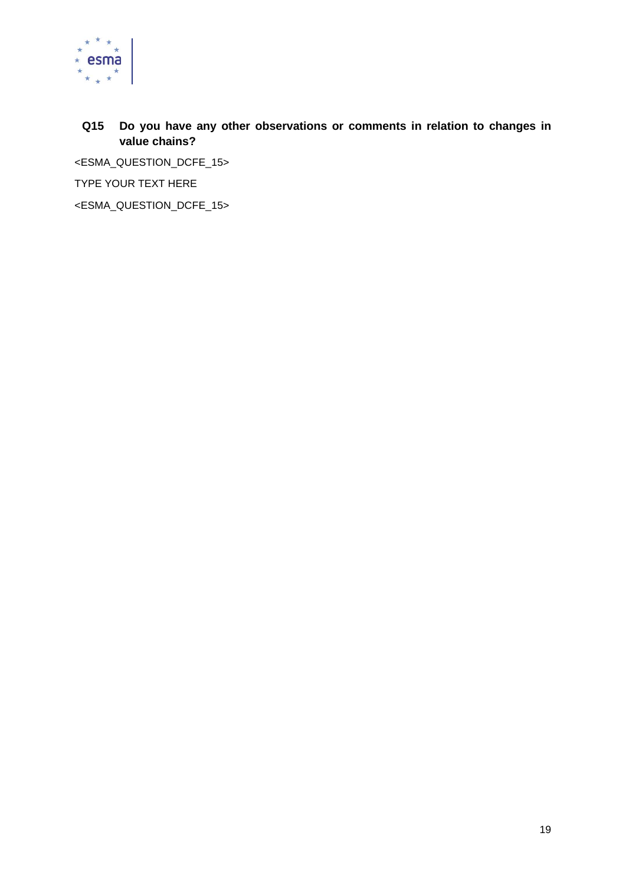**Q15 Do you have any other observations or comments in relation to changes in value chains?**

<ESMA_QUESTION_DCFE_15>

TYPE YOUR TEXT HERE

<ESMA_QUESTION_DCFE_15>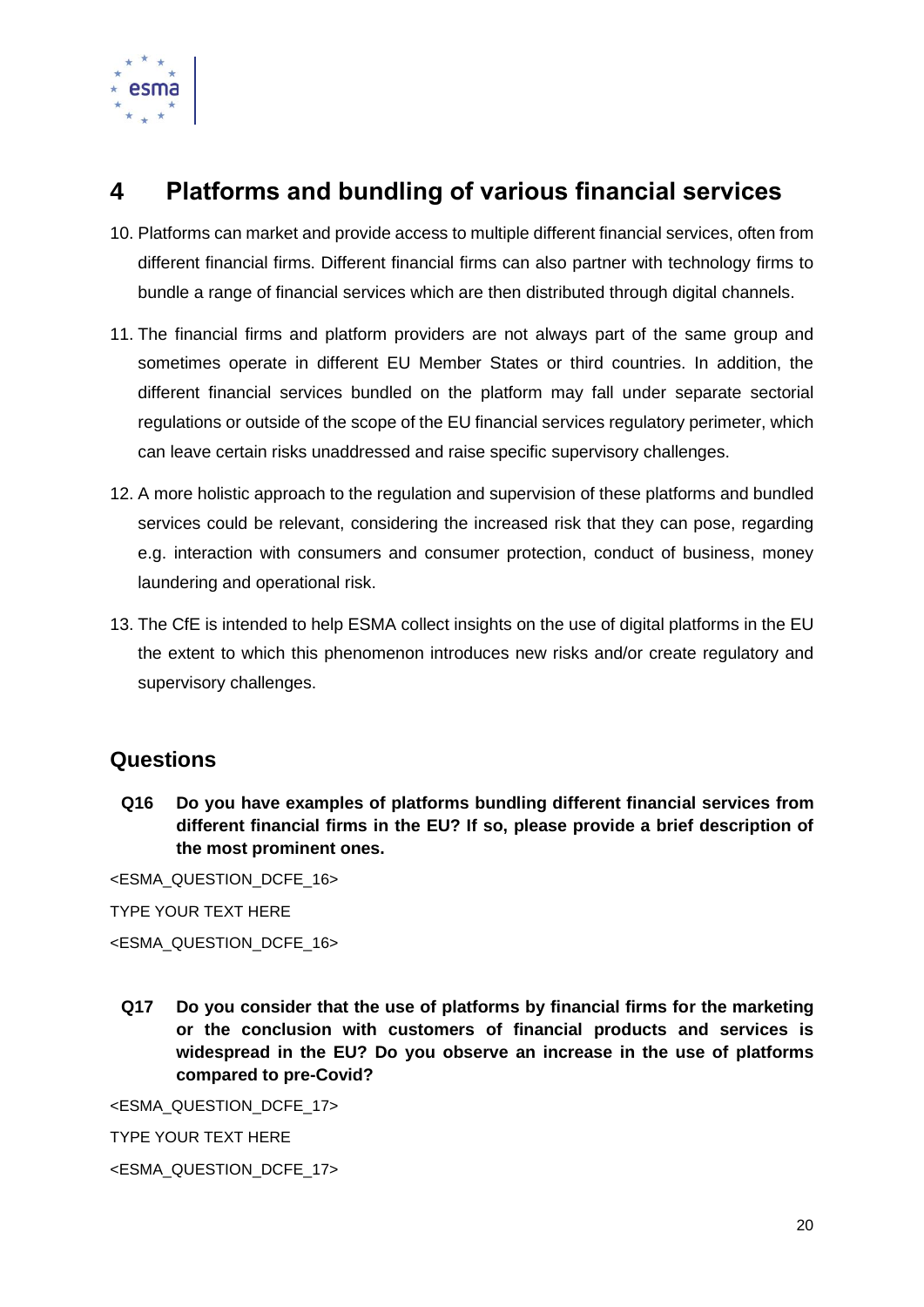# 4 Platforms and bundling of various financial services

10. Platforms can market and provide access to multiple different financial services, often from different financial firms. Different financial firms can also partner with technology firms to bundle a range of financial services which are then distributed through digital channels.

11. The financial firms and platform providers are not always part of the same group and sometimes operate in different EU Member States or third countries. In addition, the different financial services bundled on the platform may fall under separate sectorial regulations or outside of the scope of the EU financial services regulatory perimeter, which can leave certain risks unaddressed and raise specific supervisory challenges.

12. A more holistic approach to the regulation and supervision of these platforms and bundled services could be relevant, considering the increased risk that they can pose, regarding e.g. interaction with consumers and consumer protection, conduct of business, money laundering and operational risk.

13. The CfE is intended to help ESMA collect insights on the use of digital platforms in the EU the extent to which this phenomenon introduces new risks and/or create regulatory and supervisory challenges.

## Questions

**Q16 Do you have examples of platforms bundling different financial services from different financial firms in the EU? If so, please provide a brief description of the most prominent ones.**

<ESMA_QUESTION_DCFE_16>

TYPE YOUR TEXT HERE

<ESMA_QUESTION_DCFE_16>

**Q17 Do you consider that the use of platforms by financial firms for the marketing or the conclusion with customers of financial products and services is widespread in the EU? Do you observe an increase in the use of platforms compared to pre-Covid?**

<ESMA_QUESTION_DCFE_17>

TYPE YOUR TEXT HERE

<ESMA_QUESTION_DCFE_17>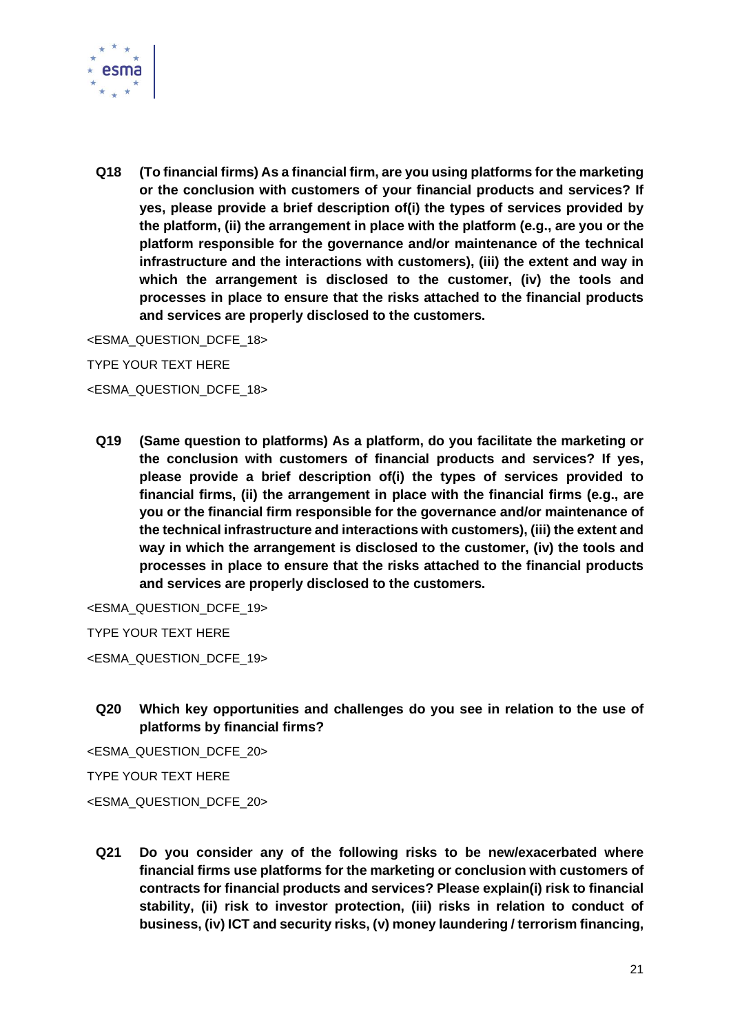**Q18 (To financial firms) As a financial firm, are you using platforms for the marketing or the conclusion with customers of your financial products and services? If yes, please provide a brief description of(i) the types of services provided by the platform, (ii) the arrangement in place with the platform (e.g., are you or the platform responsible for the governance and/or maintenance of the technical infrastructure and the interactions with customers), (iii) the extent and way in which the arrangement is disclosed to the customer, (iv) the tools and processes in place to ensure that the risks attached to the financial products and services are properly disclosed to the customers.**

<ESMA_QUESTION_DCFE_18>

TYPE YOUR TEXT HERE

<ESMA_QUESTION_DCFE_18>

**Q19 (Same question to platforms) As a platform, do you facilitate the marketing or the conclusion with customers of financial products and services? If yes, please provide a brief description of(i) the types of services provided to financial firms, (ii) the arrangement in place with the financial firms (e.g., are you or the financial firm responsible for the governance and/or maintenance of the technical infrastructure and interactions with customers), (iii) the extent and way in which the arrangement is disclosed to the customer, (iv) the tools and processes in place to ensure that the risks attached to the financial products and services are properly disclosed to the customers.**

<ESMA_QUESTION_DCFE_19>

TYPE YOUR TEXT HERE

<ESMA_QUESTION_DCFE_19>

**Q20 Which key opportunities and challenges do you see in relation to the use of platforms by financial firms?**

<ESMA_QUESTION_DCFE_20>

TYPE YOUR TEXT HERE

<ESMA_QUESTION_DCFE_20>

**Q21 Do you consider any of the following risks to be new/exacerbated where financial firms use platforms for the marketing or conclusion with customers of contracts for financial products and services? Please explain(i) risk to financial stability, (ii) risk to investor protection, (iii) risks in relation to conduct of business, (iv) ICT and security risks, (v) money laundering / terrorism financing,**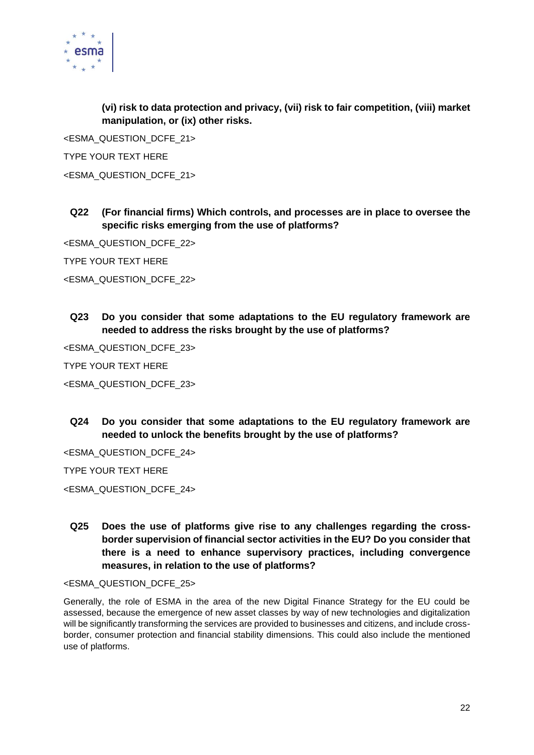**(vi) risk to data protection and privacy, (vii) risk to fair competition, (viii) market manipulation, or (ix) other risks.**

<ESMA_QUESTION_DCFE_21>

TYPE YOUR TEXT HERE

<ESMA_QUESTION_DCFE_21>

**Q22 (For financial firms) Which controls, and processes are in place to oversee the specific risks emerging from the use of platforms?**

<ESMA_QUESTION_DCFE_22>

TYPE YOUR TEXT HERE

<ESMA_QUESTION_DCFE_22>

**Q23 Do you consider that some adaptations to the EU regulatory framework are needed to address the risks brought by the use of platforms?**

<ESMA_QUESTION_DCFE_23>

TYPE YOUR TEXT HERE

<ESMA_QUESTION_DCFE_23>

**Q24 Do you consider that some adaptations to the EU regulatory framework are needed to unlock the benefits brought by the use of platforms?**

<ESMA_QUESTION_DCFE_24>

TYPE YOUR TEXT HERE

<ESMA_QUESTION_DCFE_24>

**Q25 Does the use of platforms give rise to any challenges regarding the cross-border supervision of financial sector activities in the EU? Do you consider that there is a need to enhance supervisory practices, including convergence measures, in relation to the use of platforms?**

<ESMA_QUESTION_DCFE_25>

Generally, the role of ESMA in the area of the new Digital Finance Strategy for the EU could be assessed, because the emergence of new asset classes by way of new technologies and digitalization will be significantly transforming the services are provided to businesses and citizens, and include cross-border, consumer protection and financial stability dimensions. This could also include the mentioned use of platforms.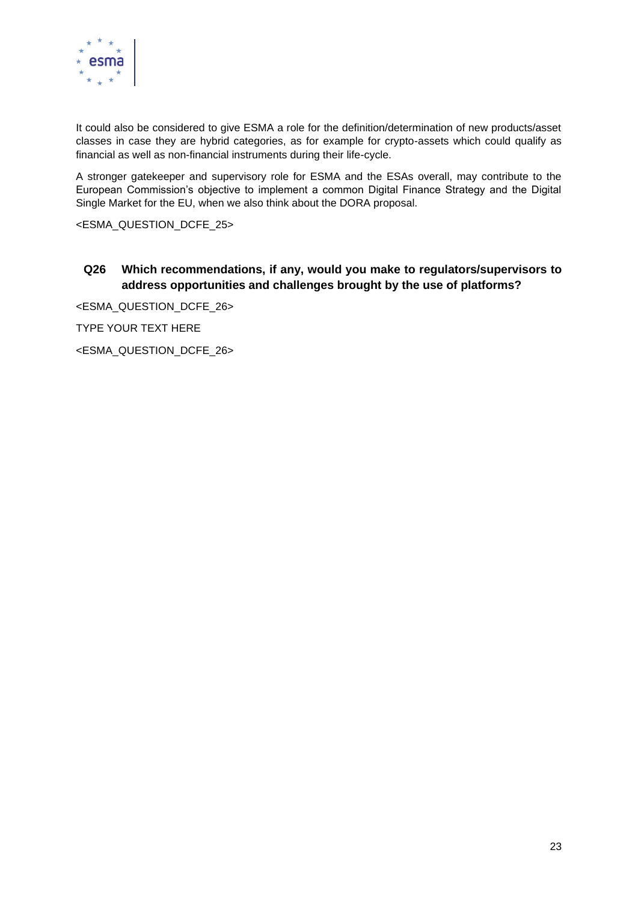It could also be considered to give ESMA a role for the definition/determination of new products/asset classes in case they are hybrid categories, as for example for crypto-assets which could qualify as financial as well as non-financial instruments during their life-cycle.

A stronger gatekeeper and supervisory role for ESMA and the ESAs overall, may contribute to the European Commission's objective to implement a common Digital Finance Strategy and the Digital Single Market for the EU, when we also think about the DORA proposal.

<ESMA_QUESTION_DCFE_25>

**Q26 Which recommendations, if any, would you make to regulators/supervisors to address opportunities and challenges brought by the use of platforms?**

<ESMA_QUESTION_DCFE_26>

TYPE YOUR TEXT HERE

<ESMA_QUESTION_DCFE_26>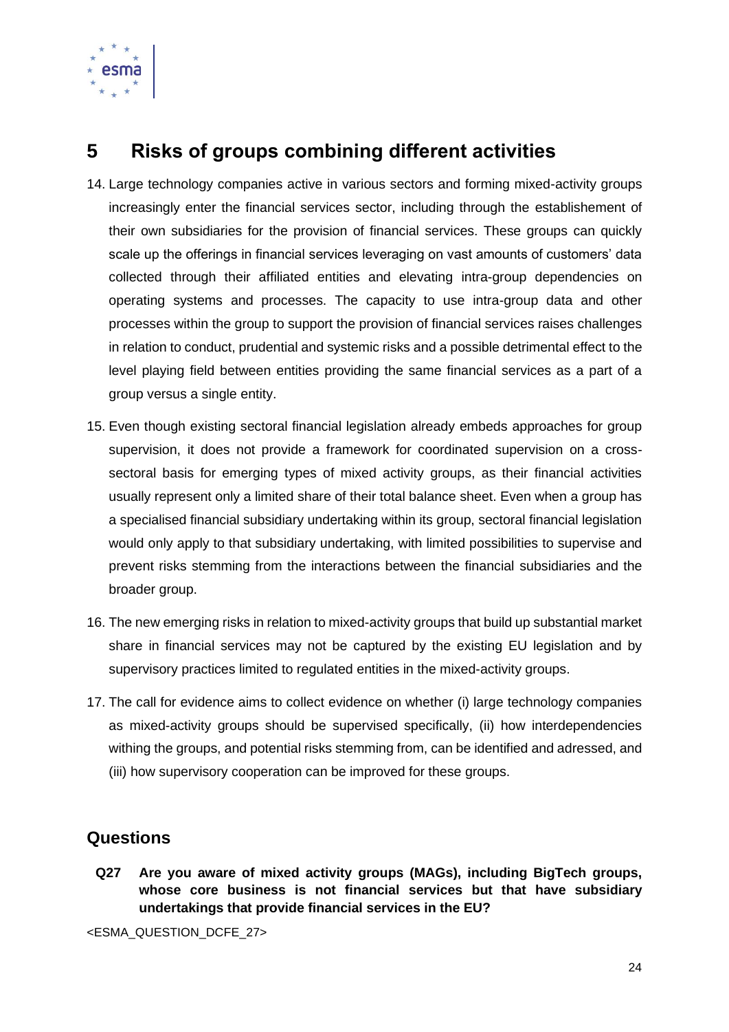# 5 Risks of groups combining different activities

14. Large technology companies active in various sectors and forming mixed-activity groups increasingly enter the financial services sector, including through the establishement of their own subsidiaries for the provision of financial services. These groups can quickly scale up the offerings in financial services leveraging on vast amounts of customers' data collected through their affiliated entities and elevating intra-group dependencies on operating systems and processes. The capacity to use intra-group data and other processes within the group to support the provision of financial services raises challenges in relation to conduct, prudential and systemic risks and a possible detrimental effect to the level playing field between entities providing the same financial services as a part of a group versus a single entity.

15. Even though existing sectoral financial legislation already embeds approaches for group supervision, it does not provide a framework for coordinated supervision on a cross-sectoral basis for emerging types of mixed activity groups, as their financial activities usually represent only a limited share of their total balance sheet. Even when a group has a specialised financial subsidiary undertaking within its group, sectoral financial legislation would only apply to that subsidiary undertaking, with limited possibilities to supervise and prevent risks stemming from the interactions between the financial subsidiaries and the broader group.

16. The new emerging risks in relation to mixed-activity groups that build up substantial market share in financial services may not be captured by the existing EU legislation and by supervisory practices limited to regulated entities in the mixed-activity groups.

17. The call for evidence aims to collect evidence on whether (i) large technology companies as mixed-activity groups should be supervised specifically, (ii) how interdependencies withing the groups, and potential risks stemming from, can be identified and adressed, and (iii) how supervisory cooperation can be improved for these groups.

## Questions

**Q27 Are you aware of mixed activity groups (MAGs), including BigTech groups, whose core business is not financial services but that have subsidiary undertakings that provide financial services in the EU?**

<ESMA_QUESTION_DCFE_27>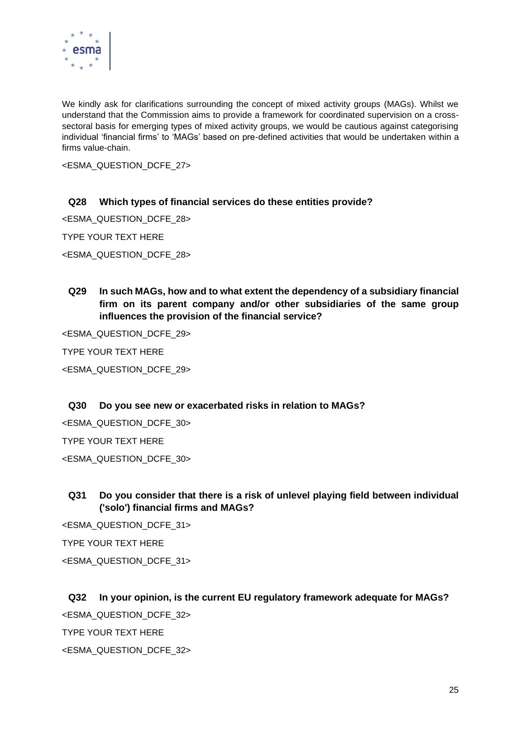We kindly ask for clarifications surrounding the concept of mixed activity groups (MAGs). Whilst we understand that the Commission aims to provide a framework for coordinated supervision on a cross-sectoral basis for emerging types of mixed activity groups, we would be cautious against categorising individual 'financial firms' to 'MAGs' based on pre-defined activities that would be undertaken within a firms value-chain.

<ESMA_QUESTION_DCFE_27>

**Q28 Which types of financial services do these entities provide?**

<ESMA_QUESTION_DCFE_28>

TYPE YOUR TEXT HERE

<ESMA_QUESTION_DCFE_28>

**Q29 In such MAGs, how and to what extent the dependency of a subsidiary financial firm on its parent company and/or other subsidiaries of the same group influences the provision of the financial service?**

<ESMA_QUESTION_DCFE_29>

TYPE YOUR TEXT HERE

<ESMA_QUESTION_DCFE_29>

**Q30 Do you see new or exacerbated risks in relation to MAGs?**

<ESMA_QUESTION_DCFE_30>

TYPE YOUR TEXT HERE

<ESMA_QUESTION_DCFE_30>

**Q31 Do you consider that there is a risk of unlevel playing field between individual ('solo') financial firms and MAGs?**

<ESMA_QUESTION_DCFE_31>

TYPE YOUR TEXT HERE

<ESMA_QUESTION_DCFE_31>

**Q32 In your opinion, is the current EU regulatory framework adequate for MAGs?**

<ESMA_QUESTION_DCFE_32>

TYPE YOUR TEXT HERE

<ESMA_QUESTION_DCFE_32>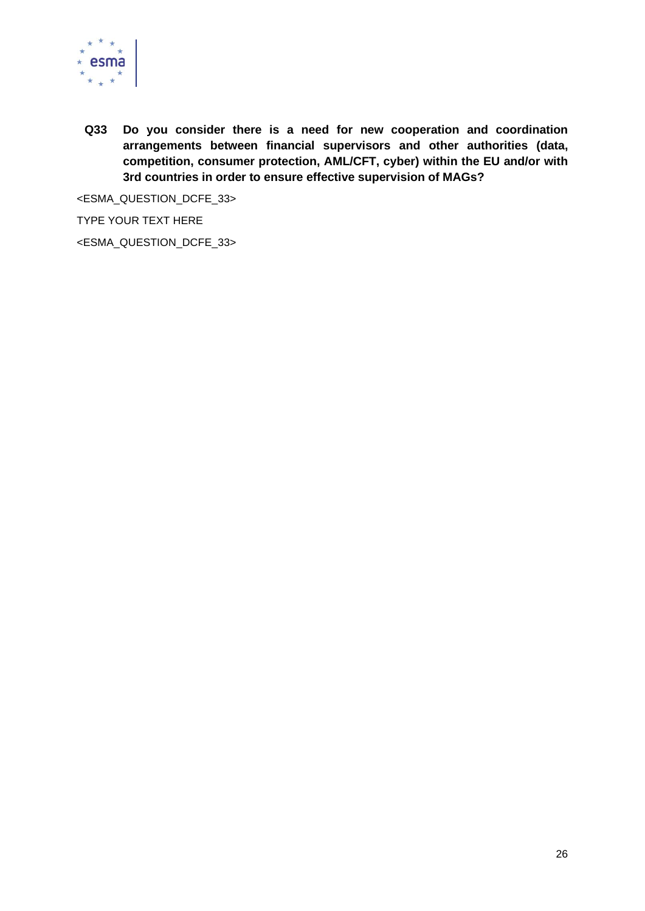**Q33 Do you consider there is a need for new cooperation and coordination arrangements between financial supervisors and other authorities (data, competition, consumer protection, AML/CFT, cyber) within the EU and/or with 3rd countries in order to ensure effective supervision of MAGs?**

<ESMA_QUESTION_DCFE_33>

TYPE YOUR TEXT HERE

<ESMA_QUESTION_DCFE_33>